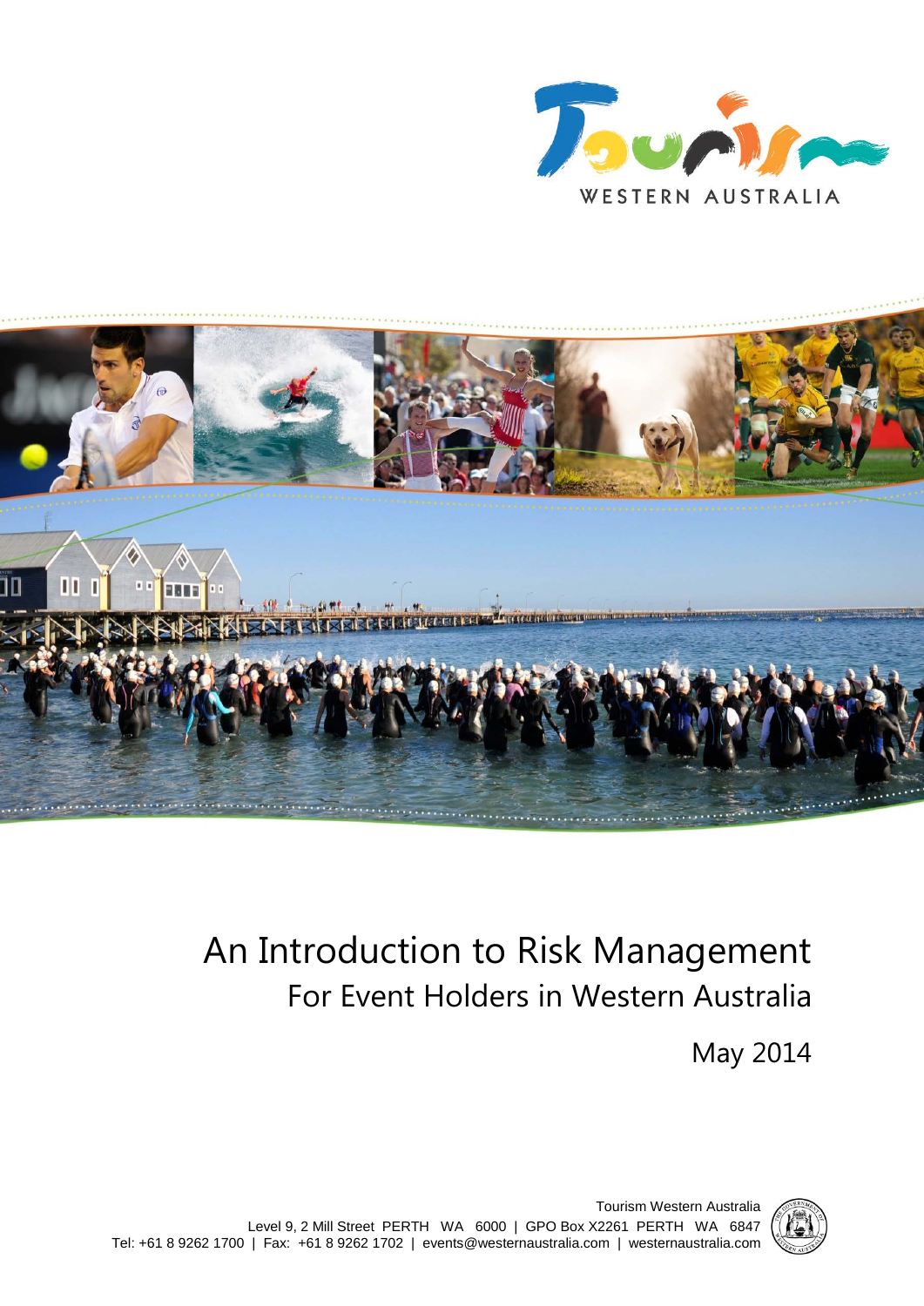Tourism WESTERN AUSTRALIA

# An Introduction to Risk Management

## For Event Holders in Western Australia

May 2014

Tourism Western Australia
Level 9, 2 Mill Street PERTH WA 6000 | GPO Box X2261 PERTH WA 6847
Tel: +61 8 9262 1700 | Fax: +61 8 9262 1702 | events@westernaustralia.com | westernaustralia.com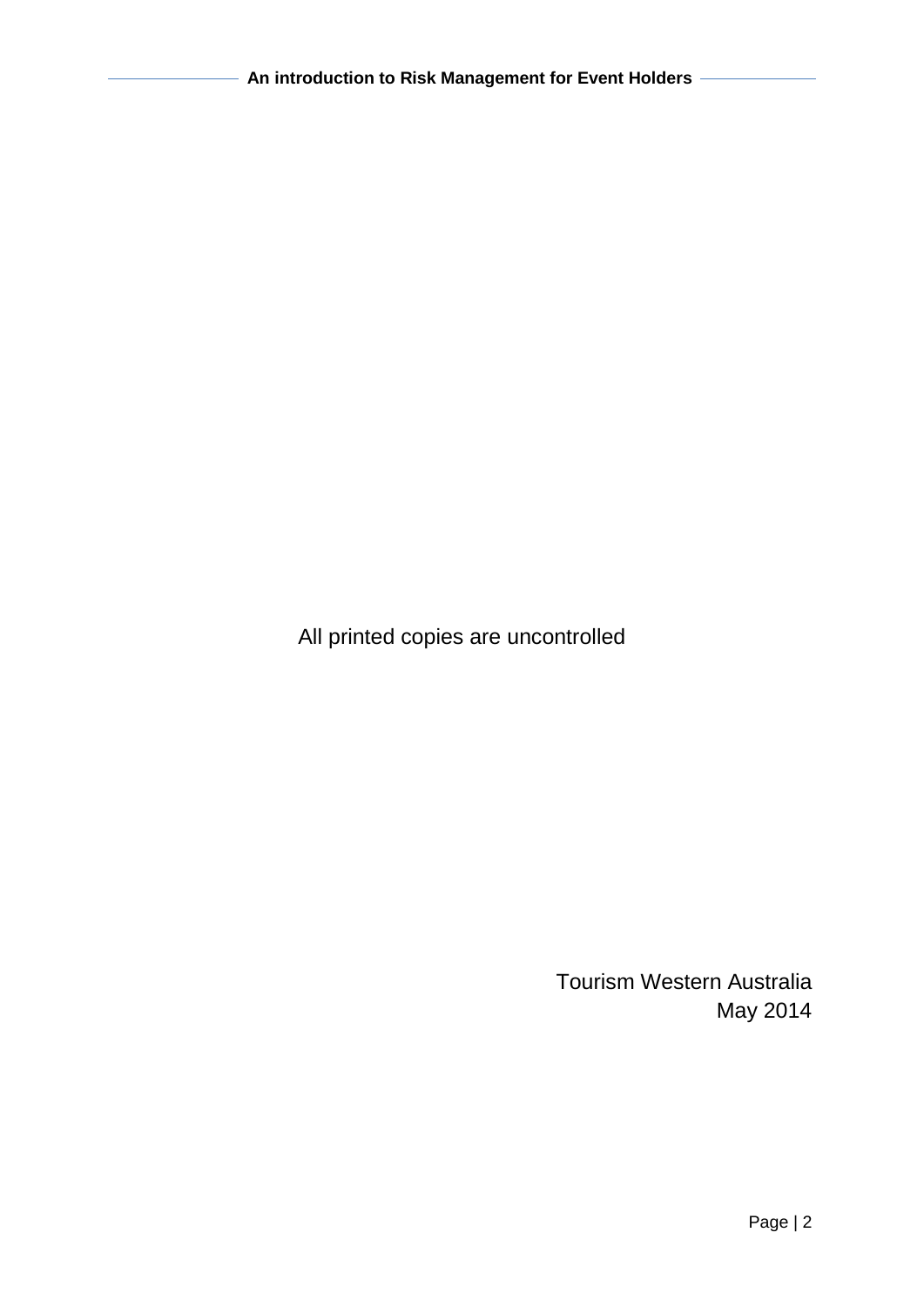All printed copies are uncontrolled

Tourism Western Australia
May 2014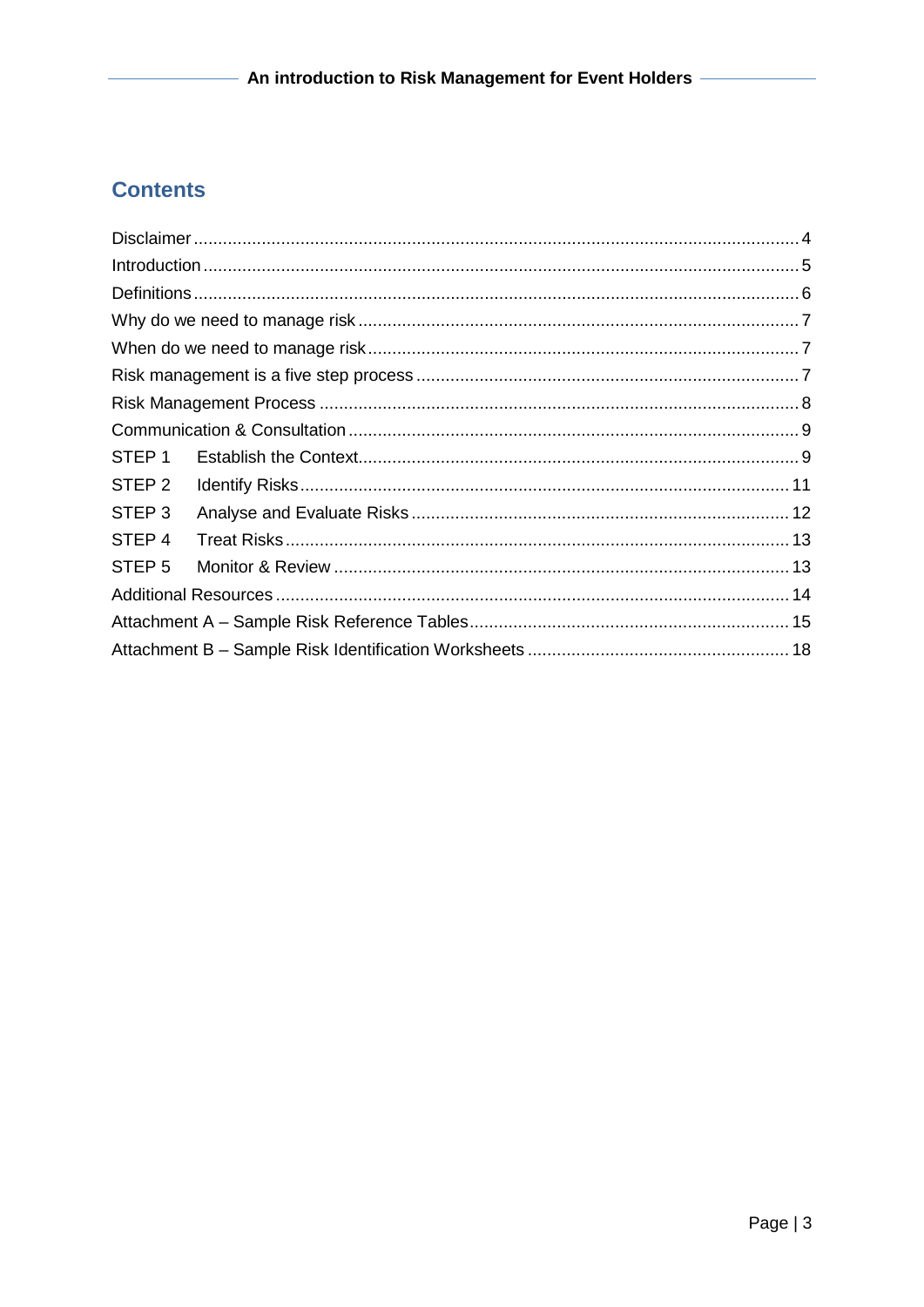## Contents

| | |
|---|---|
| Disclaimer | 4 |
| Introduction | 5 |
| Definitions | 6 |
| Why do we need to manage risk | 7 |
| When do we need to manage risk | 7 |
| Risk management is a five step process | 7 |
| Risk Management Process | 8 |
| Communication & Consultation | 9 |
| STEP 1 Establish the Context | 9 |
| STEP 2 Identify Risks | 11 |
| STEP 3 Analyse and Evaluate Risks | 12 |
| STEP 4 Treat Risks | 13 |
| STEP 5 Monitor & Review | 13 |
| Additional Resources | 14 |
| Attachment A – Sample Risk Reference Tables | 15 |
| Attachment B – Sample Risk Identification Worksheets | 18 |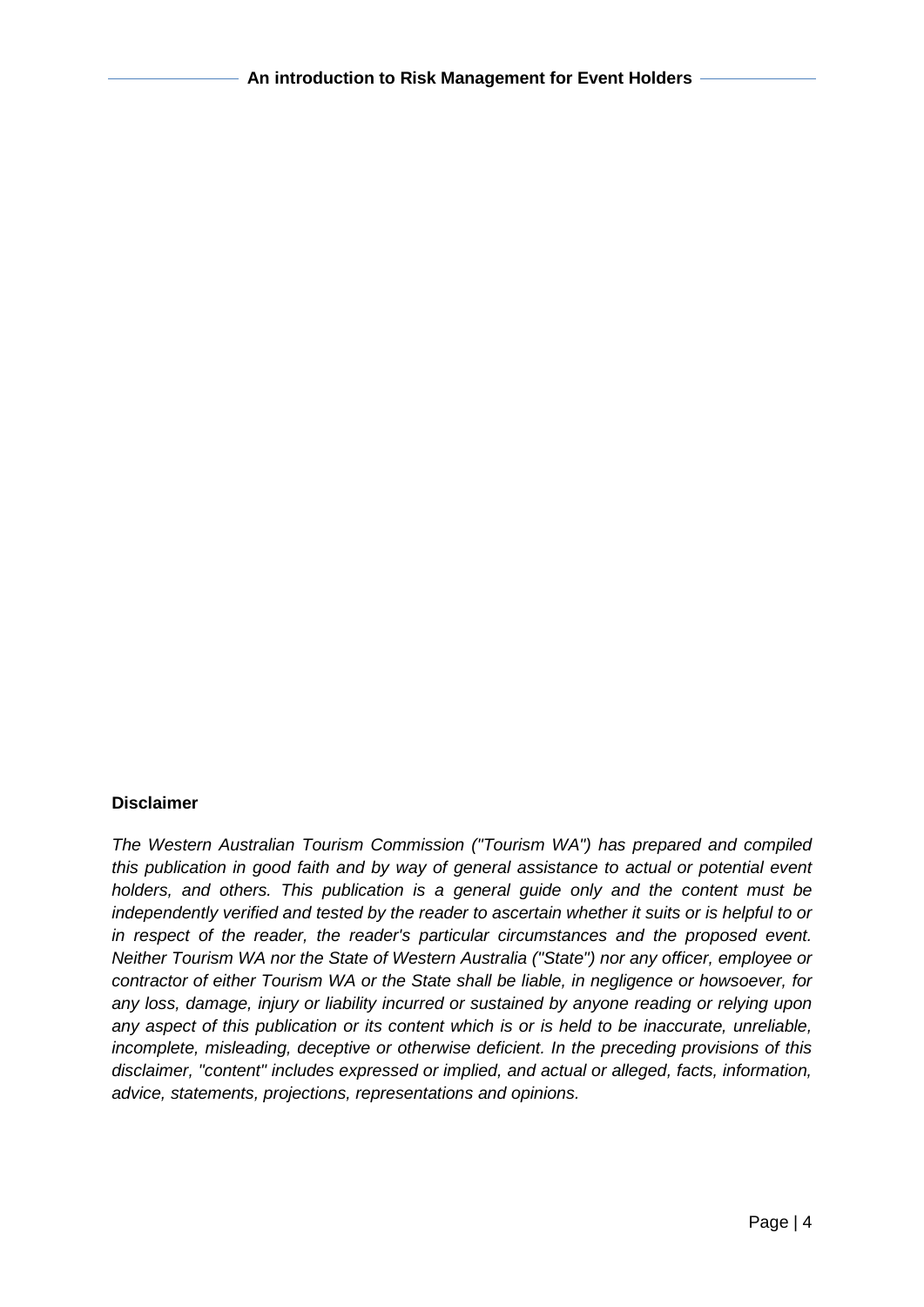**Disclaimer**

*The Western Australian Tourism Commission ("Tourism WA") has prepared and compiled this publication in good faith and by way of general assistance to actual or potential event holders, and others. This publication is a general guide only and the content must be independently verified and tested by the reader to ascertain whether it suits or is helpful to or in respect of the reader, the reader's particular circumstances and the proposed event. Neither Tourism WA nor the State of Western Australia ("State") nor any officer, employee or contractor of either Tourism WA or the State shall be liable, in negligence or howsoever, for any loss, damage, injury or liability incurred or sustained by anyone reading or relying upon any aspect of this publication or its content which is or is held to be inaccurate, unreliable, incomplete, misleading, deceptive or otherwise deficient. In the preceding provisions of this disclaimer, "content" includes expressed or implied, and actual or alleged, facts, information, advice, statements, projections, representations and opinions.*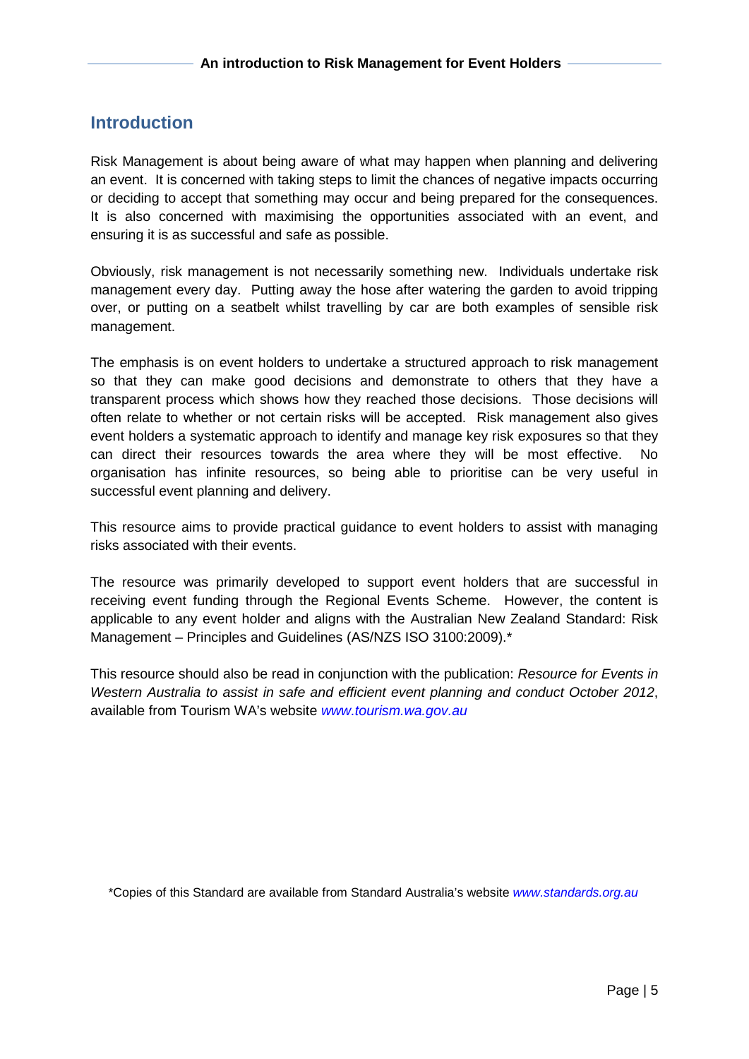## Introduction

Risk Management is about being aware of what may happen when planning and delivering an event. It is concerned with taking steps to limit the chances of negative impacts occurring or deciding to accept that something may occur and being prepared for the consequences. It is also concerned with maximising the opportunities associated with an event, and ensuring it is as successful and safe as possible.

Obviously, risk management is not necessarily something new. Individuals undertake risk management every day. Putting away the hose after watering the garden to avoid tripping over, or putting on a seatbelt whilst travelling by car are both examples of sensible risk management.

The emphasis is on event holders to undertake a structured approach to risk management so that they can make good decisions and demonstrate to others that they have a transparent process which shows how they reached those decisions. Those decisions will often relate to whether or not certain risks will be accepted. Risk management also gives event holders a systematic approach to identify and manage key risk exposures so that they can direct their resources towards the area where they will be most effective. No organisation has infinite resources, so being able to prioritise can be very useful in successful event planning and delivery.

This resource aims to provide practical guidance to event holders to assist with managing risks associated with their events.

The resource was primarily developed to support event holders that are successful in receiving event funding through the Regional Events Scheme. However, the content is applicable to any event holder and aligns with the Australian New Zealand Standard: Risk Management – Principles and Guidelines (AS/NZS ISO 3100:2009).*

This resource should also be read in conjunction with the publication: *Resource for Events in Western Australia to assist in safe and efficient event planning and conduct October 2012*, available from Tourism WA's website *www.tourism.wa.gov.au*

*Copies of this Standard are available from Standard Australia's website *www.standards.org.au*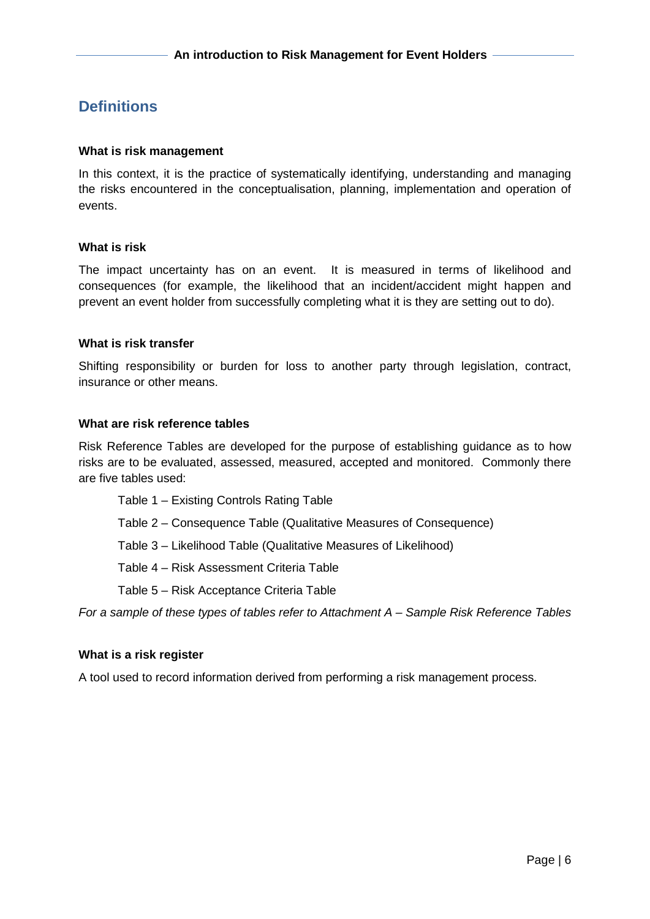## Definitions

### What is risk management

In this context, it is the practice of systematically identifying, understanding and managing the risks encountered in the conceptualisation, planning, implementation and operation of events.

### What is risk

The impact uncertainty has on an event. It is measured in terms of likelihood and consequences (for example, the likelihood that an incident/accident might happen and prevent an event holder from successfully completing what it is they are setting out to do).

### What is risk transfer

Shifting responsibility or burden for loss to another party through legislation, contract, insurance or other means.

### What are risk reference tables

Risk Reference Tables are developed for the purpose of establishing guidance as to how risks are to be evaluated, assessed, measured, accepted and monitored. Commonly there are five tables used:

- Table 1 – Existing Controls Rating Table
- Table 2 – Consequence Table (Qualitative Measures of Consequence)
- Table 3 – Likelihood Table (Qualitative Measures of Likelihood)
- Table 4 – Risk Assessment Criteria Table
- Table 5 – Risk Acceptance Criteria Table

*For a sample of these types of tables refer to Attachment A – Sample Risk Reference Tables*

### What is a risk register

A tool used to record information derived from performing a risk management process.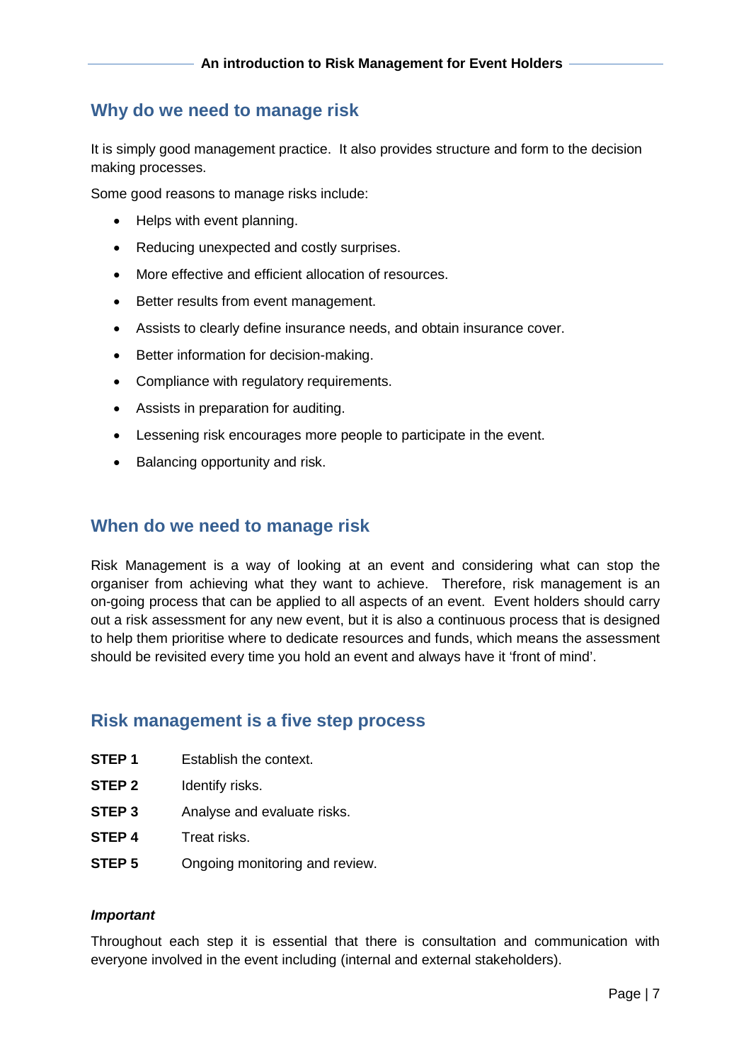## Why do we need to manage risk

It is simply good management practice. It also provides structure and form to the decision making processes.

Some good reasons to manage risks include:

- Helps with event planning.
- Reducing unexpected and costly surprises.
- More effective and efficient allocation of resources.
- Better results from event management.
- Assists to clearly define insurance needs, and obtain insurance cover.
- Better information for decision-making.
- Compliance with regulatory requirements.
- Assists in preparation for auditing.
- Lessening risk encourages more people to participate in the event.
- Balancing opportunity and risk.

## When do we need to manage risk

Risk Management is a way of looking at an event and considering what can stop the organiser from achieving what they want to achieve. Therefore, risk management is an on-going process that can be applied to all aspects of an event. Event holders should carry out a risk assessment for any new event, but it is also a continuous process that is designed to help them prioritise where to dedicate resources and funds, which means the assessment should be revisited every time you hold an event and always have it 'front of mind'.

## Risk management is a five step process

**STEP 1** Establish the context.

**STEP 2** Identify risks.

**STEP 3** Analyse and evaluate risks.

**STEP 4** Treat risks.

**STEP 5** Ongoing monitoring and review.

***Important***

Throughout each step it is essential that there is consultation and communication with everyone involved in the event including (internal and external stakeholders).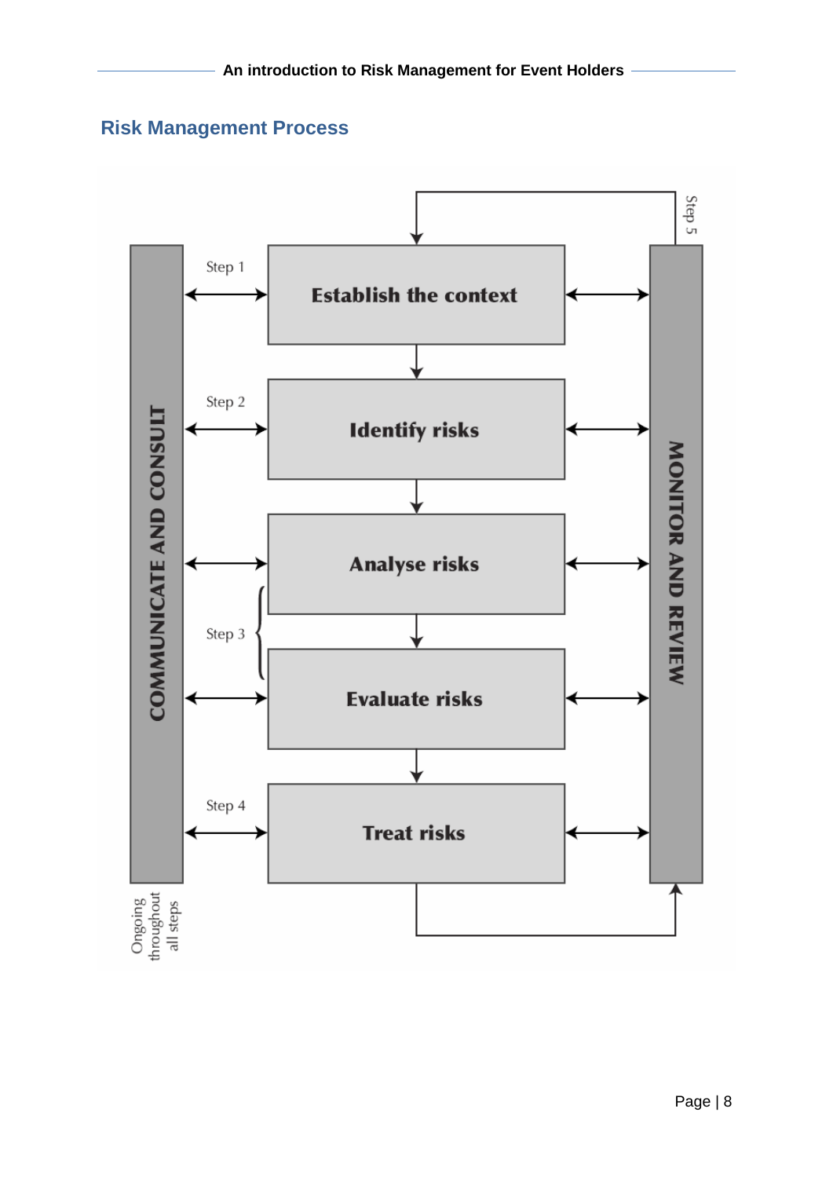## Risk Management Process

COMMUNICATE AND CONSULT

Ongoing throughout all steps

Step 1 — Establish the context

Step 2 — Identify risks

Step 3 — Analyse risks; Evaluate risks

Step 4 — Treat risks

Step 5 — MONITOR AND REVIEW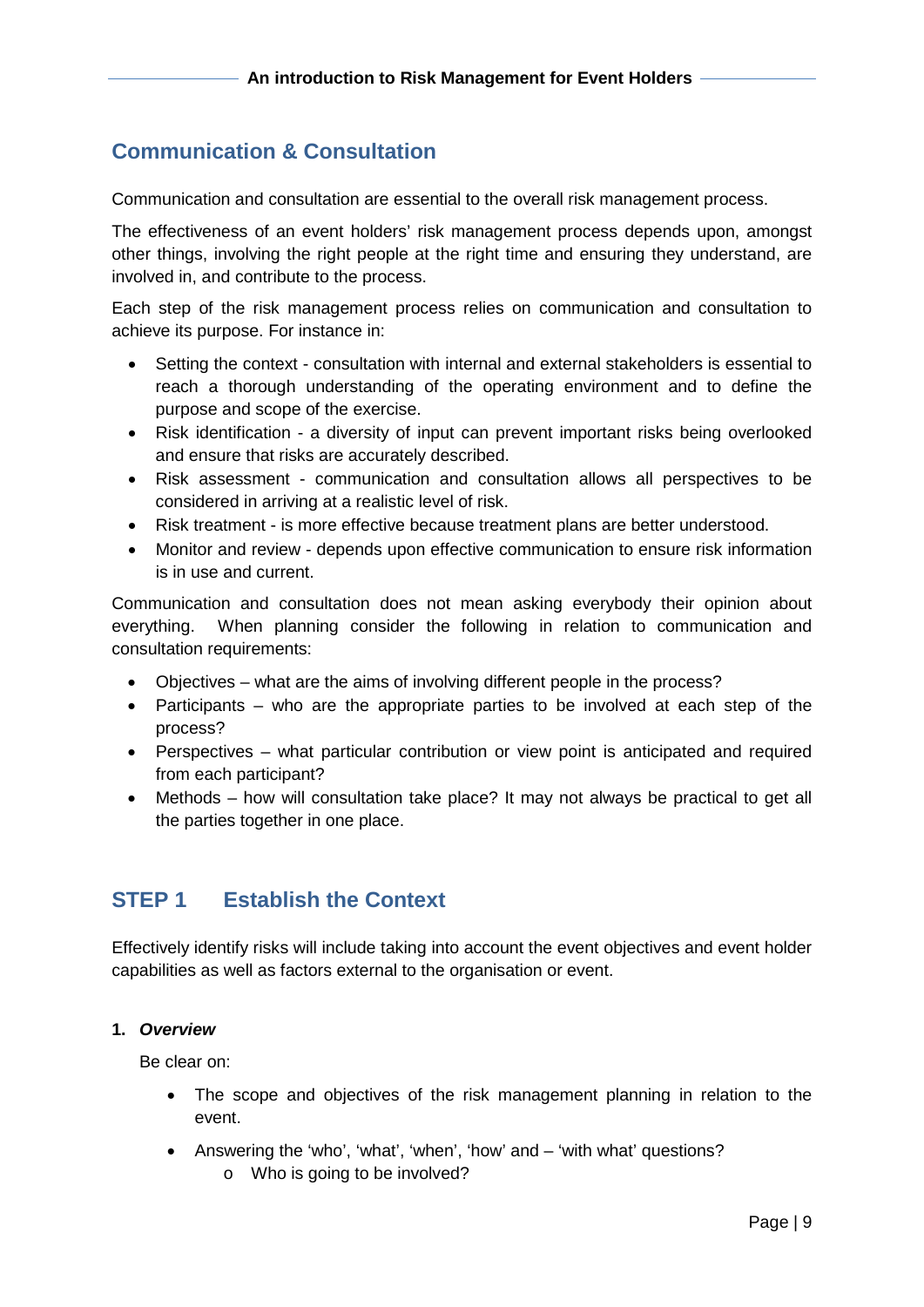## Communication & Consultation

Communication and consultation are essential to the overall risk management process.

The effectiveness of an event holders' risk management process depends upon, amongst other things, involving the right people at the right time and ensuring they understand, are involved in, and contribute to the process.

Each step of the risk management process relies on communication and consultation to achieve its purpose. For instance in:

- Setting the context - consultation with internal and external stakeholders is essential to reach a thorough understanding of the operating environment and to define the purpose and scope of the exercise.
- Risk identification - a diversity of input can prevent important risks being overlooked and ensure that risks are accurately described.
- Risk assessment - communication and consultation allows all perspectives to be considered in arriving at a realistic level of risk.
- Risk treatment - is more effective because treatment plans are better understood.
- Monitor and review - depends upon effective communication to ensure risk information is in use and current.

Communication and consultation does not mean asking everybody their opinion about everything. When planning consider the following in relation to communication and consultation requirements:

- Objectives – what are the aims of involving different people in the process?
- Participants – who are the appropriate parties to be involved at each step of the process?
- Perspectives – what particular contribution or view point is anticipated and required from each participant?
- Methods – how will consultation take place? It may not always be practical to get all the parties together in one place.

## STEP 1 Establish the Context

Effectively identify risks will include taking into account the event objectives and event holder capabilities as well as factors external to the organisation or event.

**1. *Overview***

Be clear on:

- The scope and objectives of the risk management planning in relation to the event.
- Answering the 'who', 'what', 'when', 'how' and – 'with what' questions?
    - Who is going to be involved?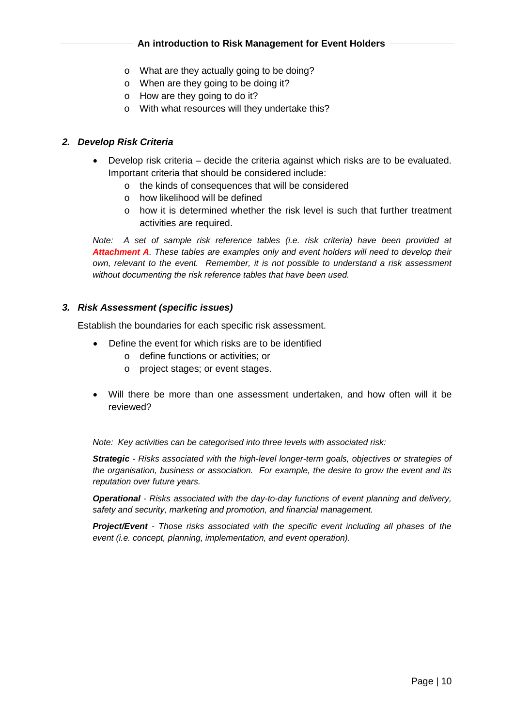- What are they actually going to be doing?
- When are they going to be doing it?
- How are they going to do it?
- With what resources will they undertake this?

### *2. Develop Risk Criteria*

- Develop risk criteria – decide the criteria against which risks are to be evaluated. Important criteria that should be considered include:
    - the kinds of consequences that will be considered
    - how likelihood will be defined
    - how it is determined whether the risk level is such that further treatment activities are required.

*Note: A set of sample risk reference tables (i.e. risk criteria) have been provided at* ***Attachment A****. These tables are examples only and event holders will need to develop their own, relevant to the event. Remember, it is not possible to understand a risk assessment without documenting the risk reference tables that have been used.*

### *3. Risk Assessment (specific issues)*

Establish the boundaries for each specific risk assessment.

- Define the event for which risks are to be identified
    - define functions or activities; or
    - project stages; or event stages.

- Will there be more than one assessment undertaken, and how often will it be reviewed?

*Note: Key activities can be categorised into three levels with associated risk:*

***Strategic*** *- Risks associated with the high-level longer-term goals, objectives or strategies of the organisation, business or association. For example, the desire to grow the event and its reputation over future years.*

***Operational*** *- Risks associated with the day-to-day functions of event planning and delivery, safety and security, marketing and promotion, and financial management.*

***Project/Event*** *- Those risks associated with the specific event including all phases of the event (i.e. concept, planning, implementation, and event operation).*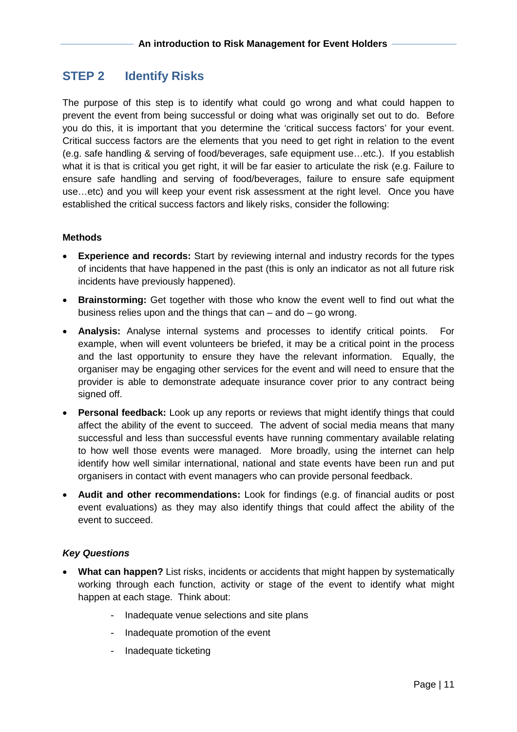## STEP 2 Identify Risks

The purpose of this step is to identify what could go wrong and what could happen to prevent the event from being successful or doing what was originally set out to do. Before you do this, it is important that you determine the 'critical success factors' for your event. Critical success factors are the elements that you need to get right in relation to the event (e.g. safe handling & serving of food/beverages, safe equipment use…etc.). If you establish what it is that is critical you get right, it will be far easier to articulate the risk (e.g. Failure to ensure safe handling and serving of food/beverages, failure to ensure safe equipment use…etc) and you will keep your event risk assessment at the right level. Once you have established the critical success factors and likely risks, consider the following:

**Methods**

- **Experience and records:** Start by reviewing internal and industry records for the types of incidents that have happened in the past (this is only an indicator as not all future risk incidents have previously happened).
- **Brainstorming:** Get together with those who know the event well to find out what the business relies upon and the things that can – and do – go wrong.
- **Analysis:** Analyse internal systems and processes to identify critical points. For example, when will event volunteers be briefed, it may be a critical point in the process and the last opportunity to ensure they have the relevant information. Equally, the organiser may be engaging other services for the event and will need to ensure that the provider is able to demonstrate adequate insurance cover prior to any contract being signed off.
- **Personal feedback:** Look up any reports or reviews that might identify things that could affect the ability of the event to succeed. The advent of social media means that many successful and less than successful events have running commentary available relating to how well those events were managed. More broadly, using the internet can help identify how well similar international, national and state events have been run and put organisers in contact with event managers who can provide personal feedback.
- **Audit and other recommendations:** Look for findings (e.g. of financial audits or post event evaluations) as they may also identify things that could affect the ability of the event to succeed.

***Key Questions***

- **What can happen?** List risks, incidents or accidents that might happen by systematically working through each function, activity or stage of the event to identify what might happen at each stage. Think about:
  - Inadequate venue selections and site plans
  - Inadequate promotion of the event
  - Inadequate ticketing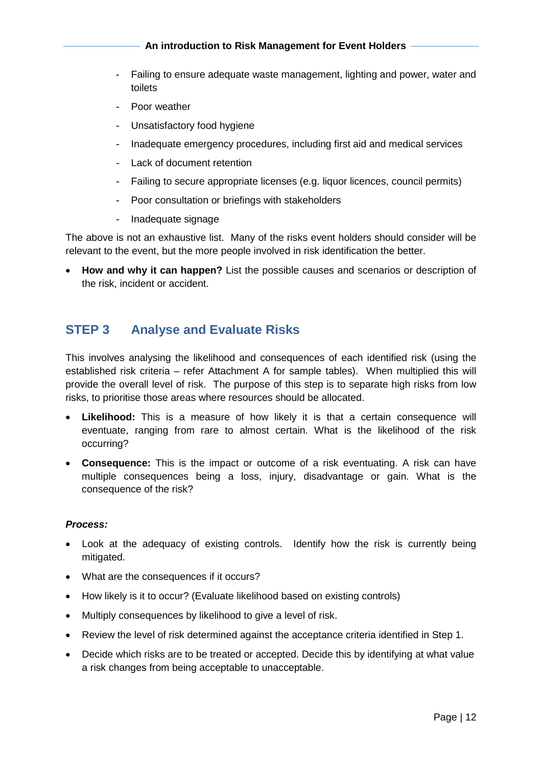- Failing to ensure adequate waste management, lighting and power, water and toilets
- Poor weather
- Unsatisfactory food hygiene
- Inadequate emergency procedures, including first aid and medical services
- Lack of document retention
- Failing to secure appropriate licenses (e.g. liquor licences, council permits)
- Poor consultation or briefings with stakeholders
- Inadequate signage

The above is not an exhaustive list. Many of the risks event holders should consider will be relevant to the event, but the more people involved in risk identification the better.

- **How and why it can happen?** List the possible causes and scenarios or description of the risk, incident or accident.

## STEP 3 Analyse and Evaluate Risks

This involves analysing the likelihood and consequences of each identified risk (using the established risk criteria – refer Attachment A for sample tables). When multiplied this will provide the overall level of risk. The purpose of this step is to separate high risks from low risks, to prioritise those areas where resources should be allocated.

- **Likelihood:** This is a measure of how likely it is that a certain consequence will eventuate, ranging from rare to almost certain. What is the likelihood of the risk occurring?
- **Consequence:** This is the impact or outcome of a risk eventuating. A risk can have multiple consequences being a loss, injury, disadvantage or gain. What is the consequence of the risk?

***Process:***

- Look at the adequacy of existing controls. Identify how the risk is currently being mitigated.
- What are the consequences if it occurs?
- How likely is it to occur? (Evaluate likelihood based on existing controls)
- Multiply consequences by likelihood to give a level of risk.
- Review the level of risk determined against the acceptance criteria identified in Step 1.
- Decide which risks are to be treated or accepted. Decide this by identifying at what value a risk changes from being acceptable to unacceptable.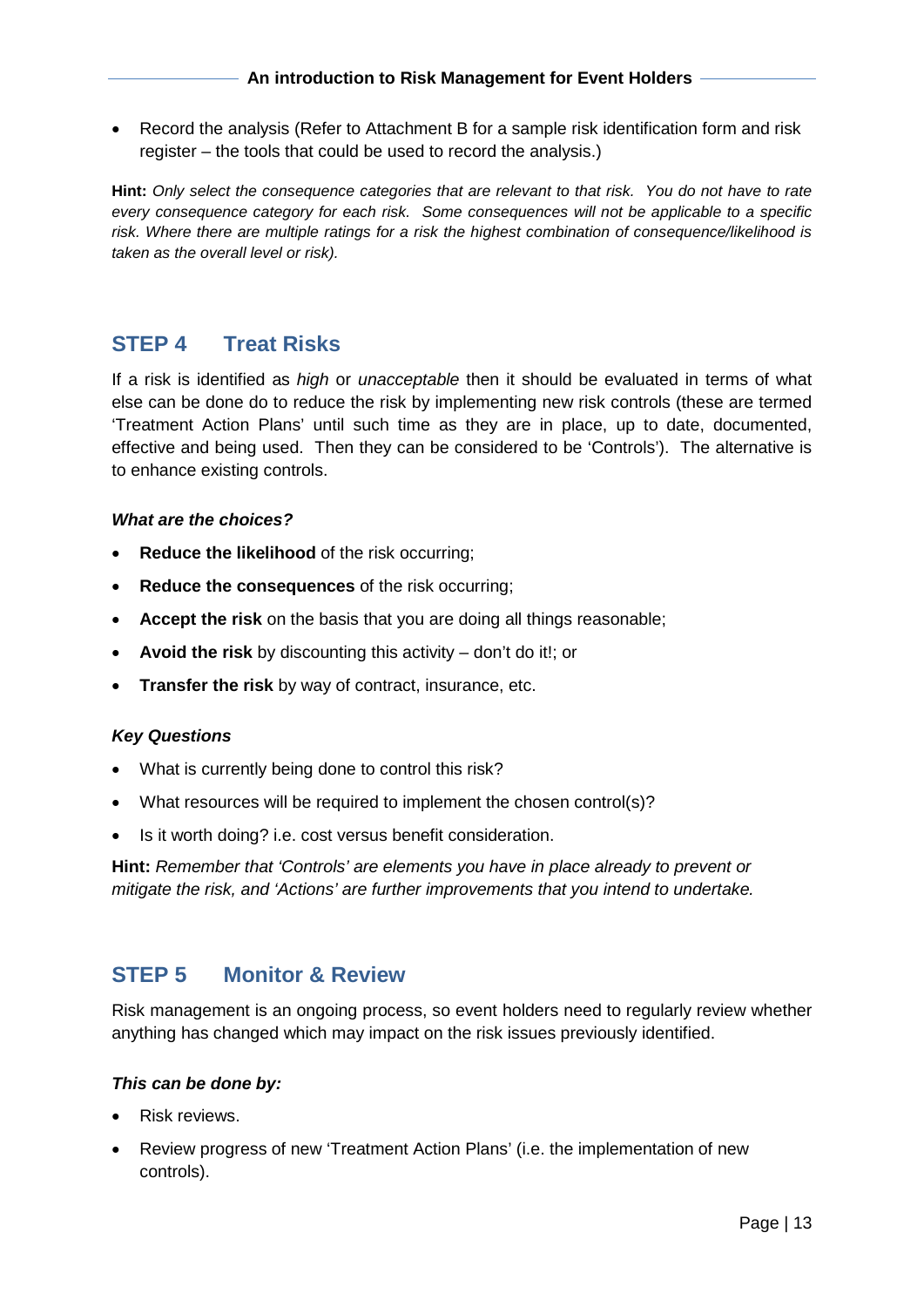- Record the analysis (Refer to Attachment B for a sample risk identification form and risk register – the tools that could be used to record the analysis.)

**Hint:** *Only select the consequence categories that are relevant to that risk. You do not have to rate every consequence category for each risk. Some consequences will not be applicable to a specific risk. Where there are multiple ratings for a risk the highest combination of consequence/likelihood is taken as the overall level or risk).*

## STEP 4 Treat Risks

If a risk is identified as *high* or *unacceptable* then it should be evaluated in terms of what else can be done do to reduce the risk by implementing new risk controls (these are termed 'Treatment Action Plans' until such time as they are in place, up to date, documented, effective and being used. Then they can be considered to be 'Controls'). The alternative is to enhance existing controls.

***What are the choices?***

- **Reduce the likelihood** of the risk occurring;
- **Reduce the consequences** of the risk occurring;
- **Accept the risk** on the basis that you are doing all things reasonable;
- **Avoid the risk** by discounting this activity – don't do it!; or
- **Transfer the risk** by way of contract, insurance, etc.

***Key Questions***

- What is currently being done to control this risk?
- What resources will be required to implement the chosen control(s)?
- Is it worth doing? i.e. cost versus benefit consideration.

**Hint:** *Remember that 'Controls' are elements you have in place already to prevent or mitigate the risk, and 'Actions' are further improvements that you intend to undertake.*

## STEP 5 Monitor & Review

Risk management is an ongoing process, so event holders need to regularly review whether anything has changed which may impact on the risk issues previously identified.

***This can be done by:***

- Risk reviews.
- Review progress of new 'Treatment Action Plans' (i.e. the implementation of new controls).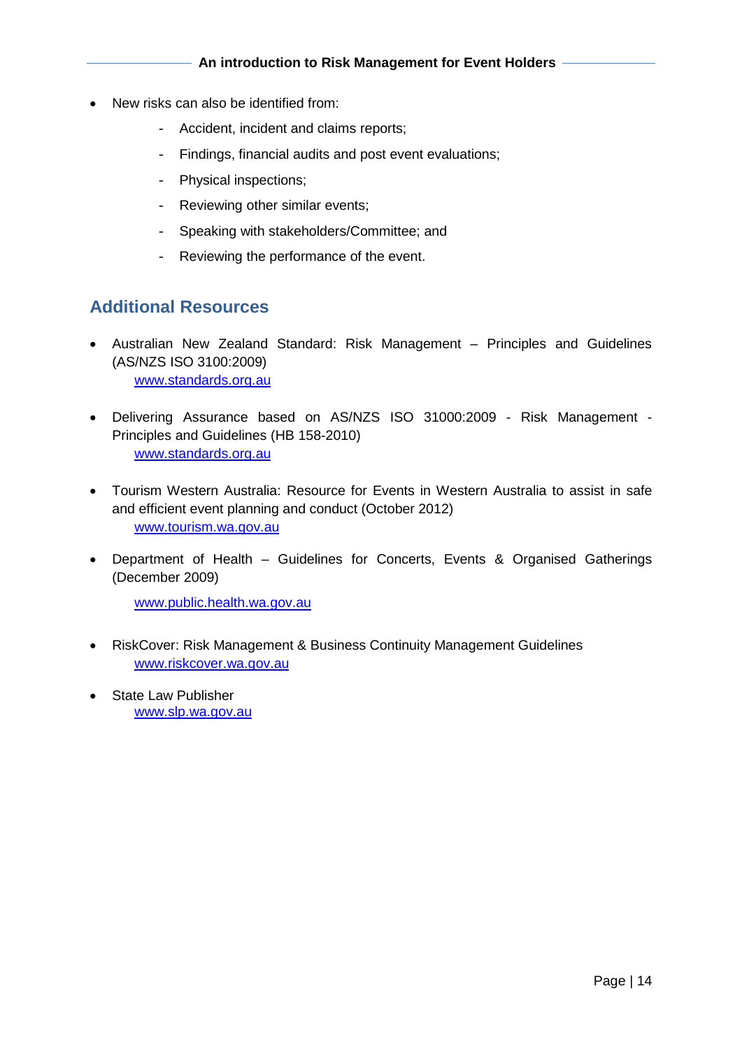- New risks can also be identified from:
  - Accident, incident and claims reports;
  - Findings, financial audits and post event evaluations;
  - Physical inspections;
  - Reviewing other similar events;
  - Speaking with stakeholders/Committee; and
  - Reviewing the performance of the event.

## Additional Resources

- Australian New Zealand Standard: Risk Management – Principles and Guidelines (AS/NZS ISO 3100:2009)
  www.standards.org.au

- Delivering Assurance based on AS/NZS ISO 31000:2009 - Risk Management - Principles and Guidelines (HB 158-2010)
  www.standards.org.au

- Tourism Western Australia: Resource for Events in Western Australia to assist in safe and efficient event planning and conduct (October 2012)
  www.tourism.wa.gov.au

- Department of Health – Guidelines for Concerts, Events & Organised Gatherings (December 2009)

  www.public.health.wa.gov.au

- RiskCover: Risk Management & Business Continuity Management Guidelines
  www.riskcover.wa.gov.au

- State Law Publisher
  www.slp.wa.gov.au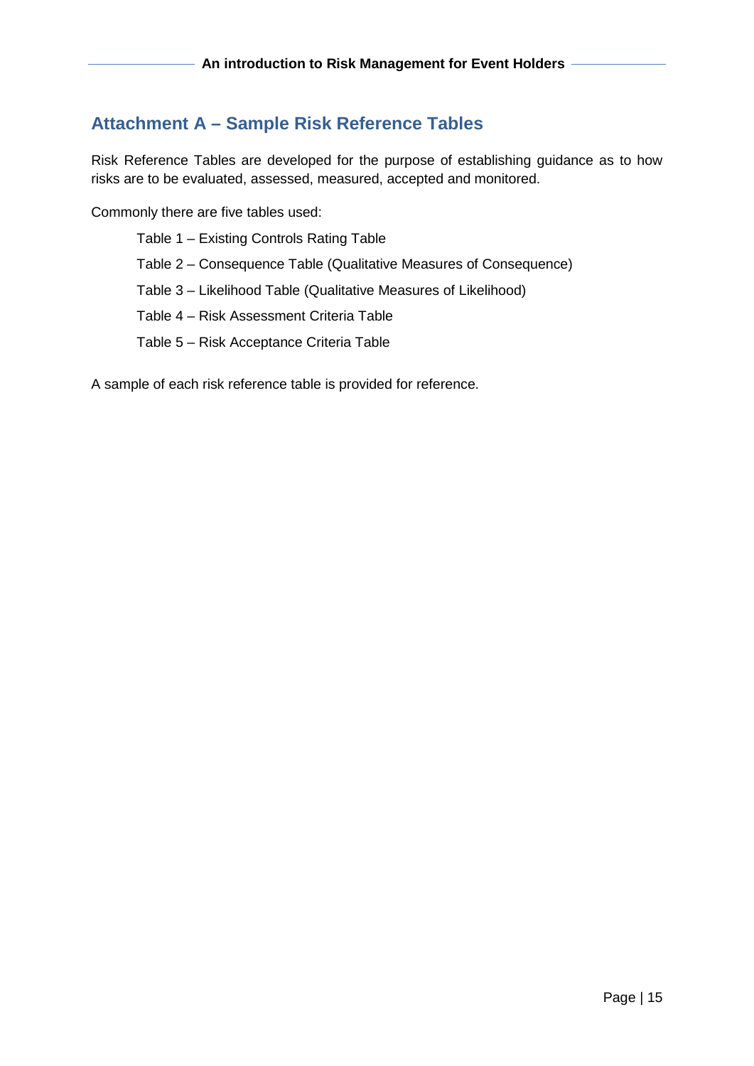## Attachment A – Sample Risk Reference Tables

Risk Reference Tables are developed for the purpose of establishing guidance as to how risks are to be evaluated, assessed, measured, accepted and monitored.

Commonly there are five tables used:

- Table 1 – Existing Controls Rating Table
- Table 2 – Consequence Table (Qualitative Measures of Consequence)
- Table 3 – Likelihood Table (Qualitative Measures of Likelihood)
- Table 4 – Risk Assessment Criteria Table
- Table 5 – Risk Acceptance Criteria Table

A sample of each risk reference table is provided for reference.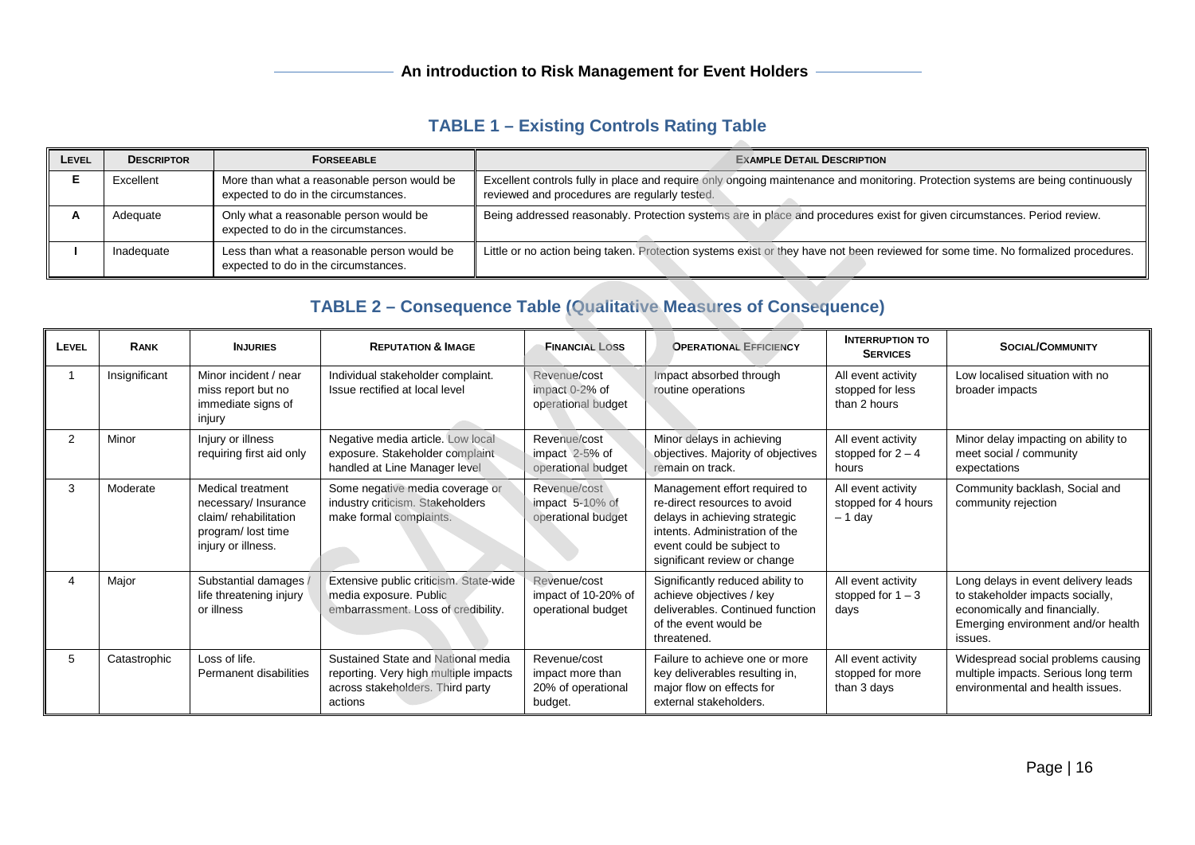## TABLE 1 – Existing Controls Rating Table

| Level | Descriptor | Forseeable | Example Detail Description |
|---|---|---|---|
| E | Excellent | More than what a reasonable person would be expected to do in the circumstances. | Excellent controls fully in place and require only ongoing maintenance and monitoring. Protection systems are being continuously reviewed and procedures are regularly tested. |
| A | Adequate | Only what a reasonable person would be expected to do in the circumstances. | Being addressed reasonably. Protection systems are in place and procedures exist for given circumstances. Period review. |
| I | Inadequate | Less than what a reasonable person would be expected to do in the circumstances. | Little or no action being taken. Protection systems exist or they have not been reviewed for some time. No formalized procedures. |

## TABLE 2 – Consequence Table (Qualitative Measures of Consequence)

| Level | Rank | Injuries | Reputation & Image | Financial Loss | Operational Efficiency | Interruption to Services | Social/Community |
|---|---|---|---|---|---|---|---|
| 1 | Insignificant | Minor incident / near miss report but no immediate signs of injury | Individual stakeholder complaint. Issue rectified at local level | Revenue/cost impact 0-2% of operational budget | Impact absorbed through routine operations | All event activity stopped for less than 2 hours | Low localised situation with no broader impacts |
| 2 | Minor | Injury or illness requiring first aid only | Negative media article. Low local exposure. Stakeholder complaint handled at Line Manager level | Revenue/cost impact 2-5% of operational budget | Minor delays in achieving objectives. Majority of objectives remain on track. | All event activity stopped for 2 – 4 hours | Minor delay impacting on ability to meet social / community expectations |
| 3 | Moderate | Medical treatment necessary/ Insurance claim/ rehabilitation program/ lost time injury or illness. | Some negative media coverage or industry criticism. Stakeholders make formal complaints. | Revenue/cost impact 5-10% of operational budget | Management effort required to re-direct resources to avoid delays in achieving strategic intents. Administration of the event could be subject to significant review or change | All event activity stopped for 4 hours – 1 day | Community backlash, Social and community rejection |
| 4 | Major | Substantial damages / life threatening injury or illness | Extensive public criticism. State-wide media exposure. Public embarrassment. Loss of credibility. | Revenue/cost impact of 10-20% of operational budget | Significantly reduced ability to achieve objectives / key deliverables. Continued function of the event would be threatened. | All event activity stopped for 1 – 3 days | Long delays in event delivery leads to stakeholder impacts socially, economically and financially. Emerging environment and/or health issues. |
| 5 | Catastrophic | Loss of life. Permanent disabilities | Sustained State and National media reporting. Very high multiple impacts across stakeholders. Third party actions | Revenue/cost impact more than 20% of operational budget. | Failure to achieve one or more key deliverables resulting in, major flow on effects for external stakeholders. | All event activity stopped for more than 3 days | Widespread social problems causing multiple impacts. Serious long term environmental and health issues. |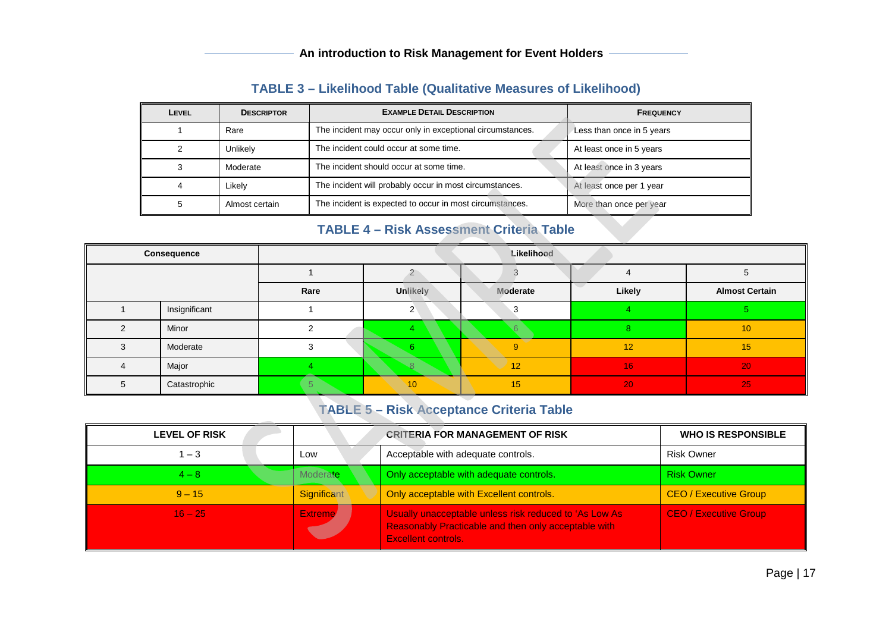## TABLE 3 – Likelihood Table (Qualitative Measures of Likelihood)

| LEVEL | DESCRIPTOR | EXAMPLE DETAIL DESCRIPTION | FREQUENCY |
|---|---|---|---|
| 1 | Rare | The incident may occur only in exceptional circumstances. | Less than once in 5 years |
| 2 | Unlikely | The incident could occur at some time. | At least once in 5 years |
| 3 | Moderate | The incident should occur at some time. | At least once in 3 years |
| 4 | Likely | The incident will probably occur in most circumstances. | At least once per 1 year |
| 5 | Almost certain | The incident is expected to occur in most circumstances. | More than once per year |

## TABLE 4 – Risk Assessment Criteria Table

| Consequence | | Likelihood | | | | |
|---|---|---|---|---|---|---|
| | | 1 | 2 | 3 | 4 | 5 |
| | | Rare | Unlikely | Moderate | Likely | Almost Certain |
| 1 | Insignificant | 1 | 2 | 3 | 4 | 5 |
| 2 | Minor | 2 | 4 | 6 | 8 | 10 |
| 3 | Moderate | 3 | 6 | 9 | 12 | 15 |
| 4 | Major | 4 | 8 | 12 | 16 | 20 |
| 5 | Catastrophic | 5 | 10 | 15 | 20 | 25 |

## TABLE 5 – Risk Acceptance Criteria Table

| LEVEL OF RISK | CRITERIA FOR MANAGEMENT OF RISK | | WHO IS RESPONSIBLE |
|---|---|---|---|
| 1 – 3 | Low | Acceptable with adequate controls. | Risk Owner |
| 4 – 8 | Moderate | Only acceptable with adequate controls. | Risk Owner |
| 9 – 15 | Significant | Only acceptable with Excellent controls. | CEO / Executive Group |
| 16 – 25 | Extreme | Usually unacceptable unless risk reduced to 'As Low As Reasonably Practicable and then only acceptable with Excellent controls. | CEO / Executive Group |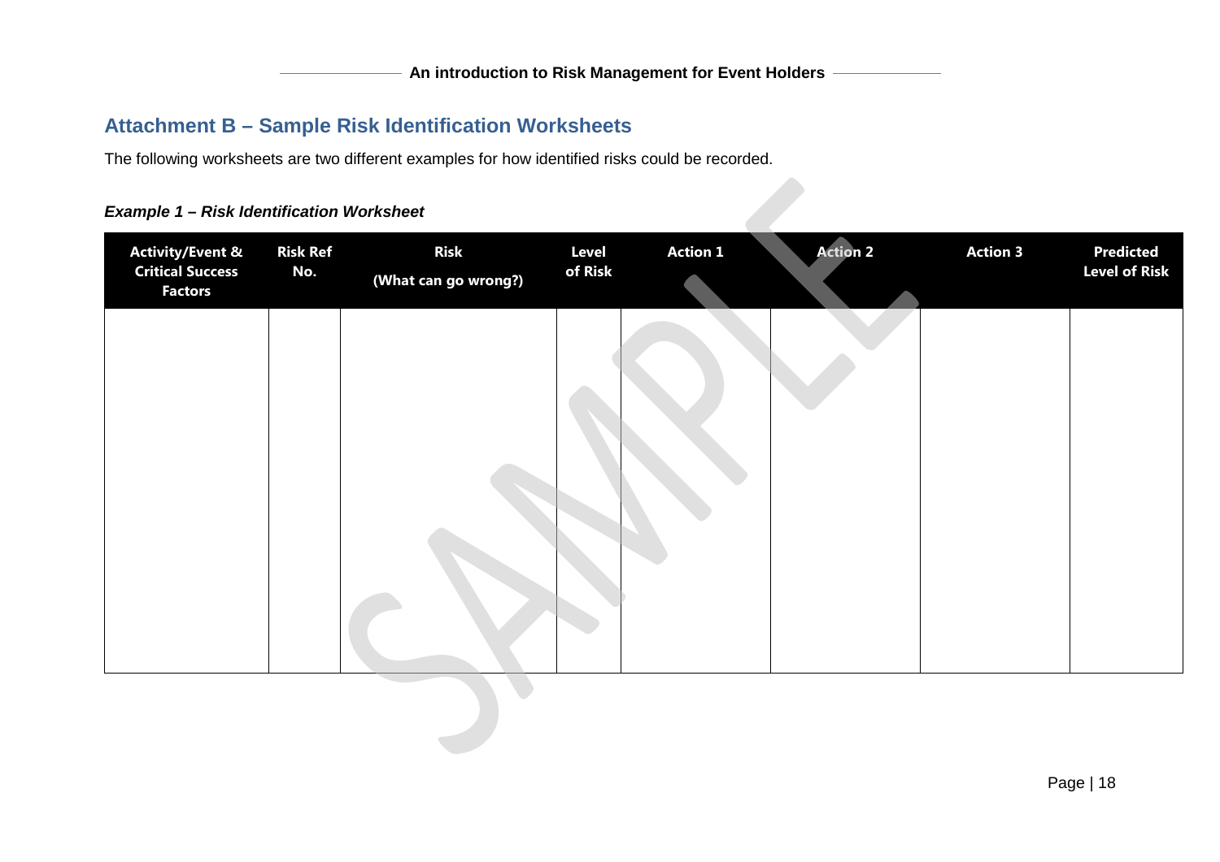## Attachment B – Sample Risk Identification Worksheets

The following worksheets are two different examples for how identified risks could be recorded.

### *Example 1 – Risk Identification Worksheet*

| Activity/Event & Critical Success Factors | Risk Ref No. | Risk (What can go wrong?) | Level of Risk | Action 1 | Action 2 | Action 3 | Predicted Level of Risk |
|---|---|---|---|---|---|---|---|
| | | | | | | | |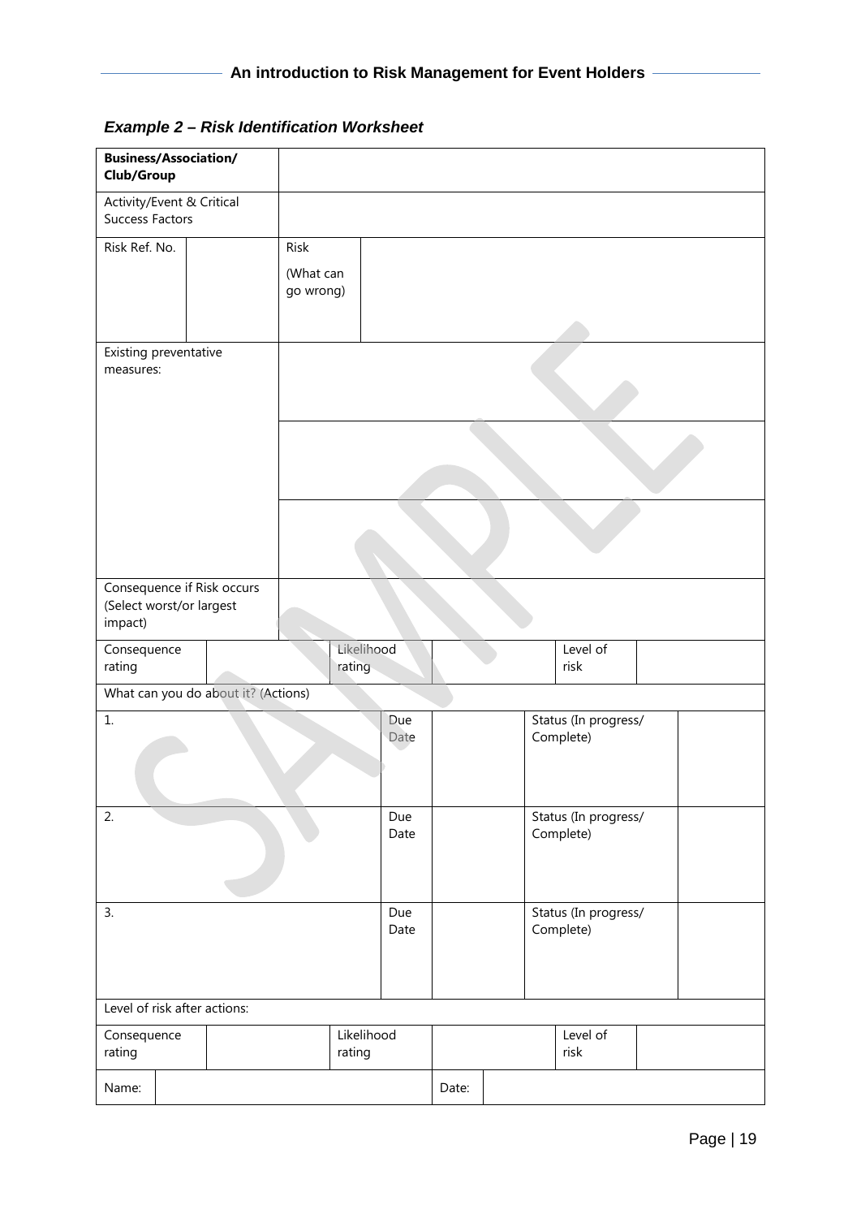### *Example 2 – Risk Identification Worksheet*

| | | | | | | | | |
|---|---|---|---|---|---|---|---|---|
| **Business/Association/ Club/Group** | | | | | | | | |
| Activity/Event & Critical Success Factors | | | | | | | | |
| Risk Ref. No. | | Risk (What can go wrong) | | | | | | |
| Existing preventative measures: | | | | | | | | |
| | | | | | | | | |
| | | | | | | | | |
| Consequence if Risk occurs (Select worst/or largest impact) | | | | | | | | |
| Consequence rating | | Likelihood rating | | | | Level of risk | | |
| What can you do about it? (Actions) | | | | | | | | |
| 1. | | | Due Date | | Status (In progress/ Complete) | | | |
| 2. | | | Due Date | | Status (In progress/ Complete) | | | |
| 3. | | | Due Date | | Status (In progress/ Complete) | | | |
| Level of risk after actions: | | | | | | | | |
| Consequence rating | | Likelihood rating | | | | Level of risk | | |
| Name: | | | | Date: | | | | |

SAMPLE